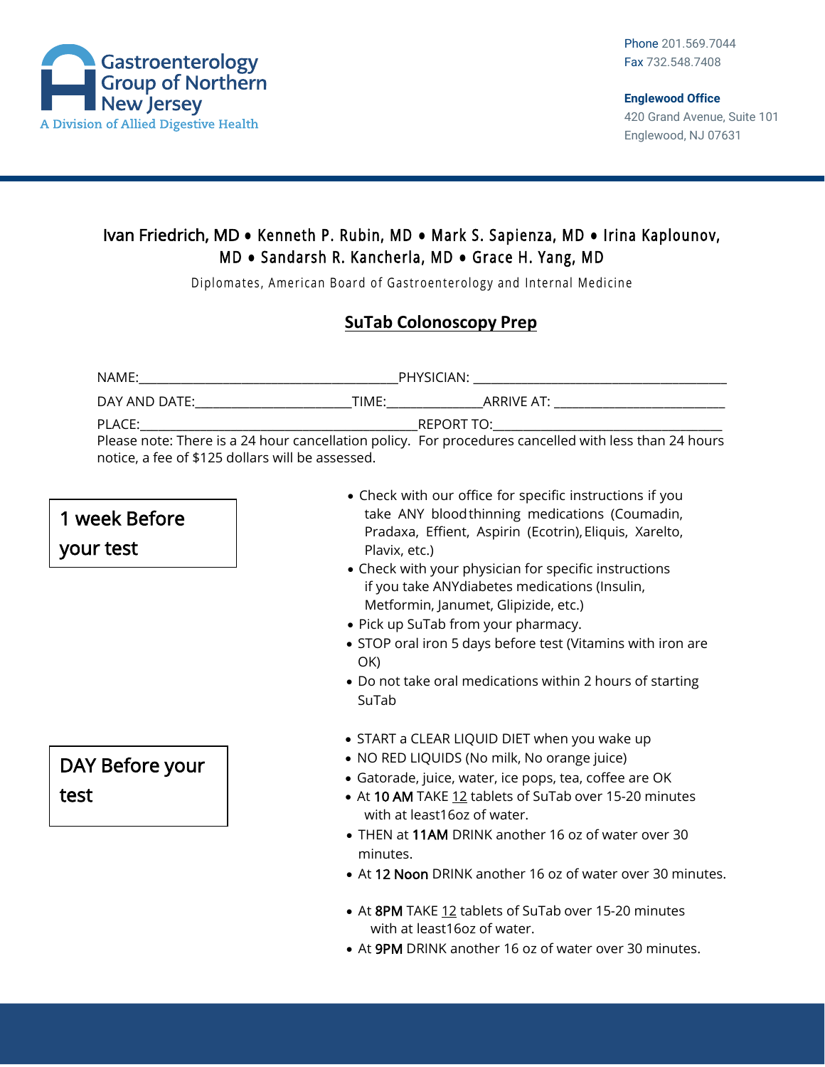Gastroenterology Group of Northern New Jersey
A Division of Allied Digestive Health

Phone 201.569.7044
Fax 732.548.7408

**Englewood Office**
420 Grand Avenue, Suite 101
Englewood, NJ 07631

Ivan Friedrich, MD • Kenneth P. Rubin, MD • Mark S. Sapienza, MD • Irina Kaplounov, MD • Sandarsh R. Kancherla, MD • Grace H. Yang, MD

Diplomates, American Board of Gastroenterology and Internal Medicine

# SuTab Colonoscopy Prep

NAME:______________________________________PHYSICIAN: _____________________________________

DAY AND DATE:_______________________TIME:______________ARRIVE AT: __________________________

PLACE:_________________________________________REPORT TO:___________________________________

Please note: There is a 24 hour cancellation policy. For procedures cancelled with less than 24 hours notice, a fee of $125 dollars will be assessed.

## 1 week Before your test

- Check with our office for specific instructions if you take ANY blood thinning medications (Coumadin, Pradaxa, Effient, Aspirin (Ecotrin), Eliquis, Xarelto, Plavix, etc.)
- Check with your physician for specific instructions if you take ANYdiabetes medications (Insulin, Metformin, Janumet, Glipizide, etc.)
- Pick up SuTab from your pharmacy.
- STOP oral iron 5 days before test (Vitamins with iron are OK)
- Do not take oral medications within 2 hours of starting SuTab

## DAY Before your test

- START a CLEAR LIQUID DIET when you wake up
- NO RED LIQUIDS (No milk, No orange juice)
- Gatorade, juice, water, ice pops, tea, coffee are OK
- At **10 AM** TAKE 12 tablets of SuTab over 15-20 minutes with at least16oz of water.
- THEN at **11AM** DRINK another 16 oz of water over 30 minutes.
- At **12 Noon** DRINK another 16 oz of water over 30 minutes.

- At **8PM** TAKE 12 tablets of SuTab over 15-20 minutes with at least16oz of water.
- At **9PM** DRINK another 16 oz of water over 30 minutes.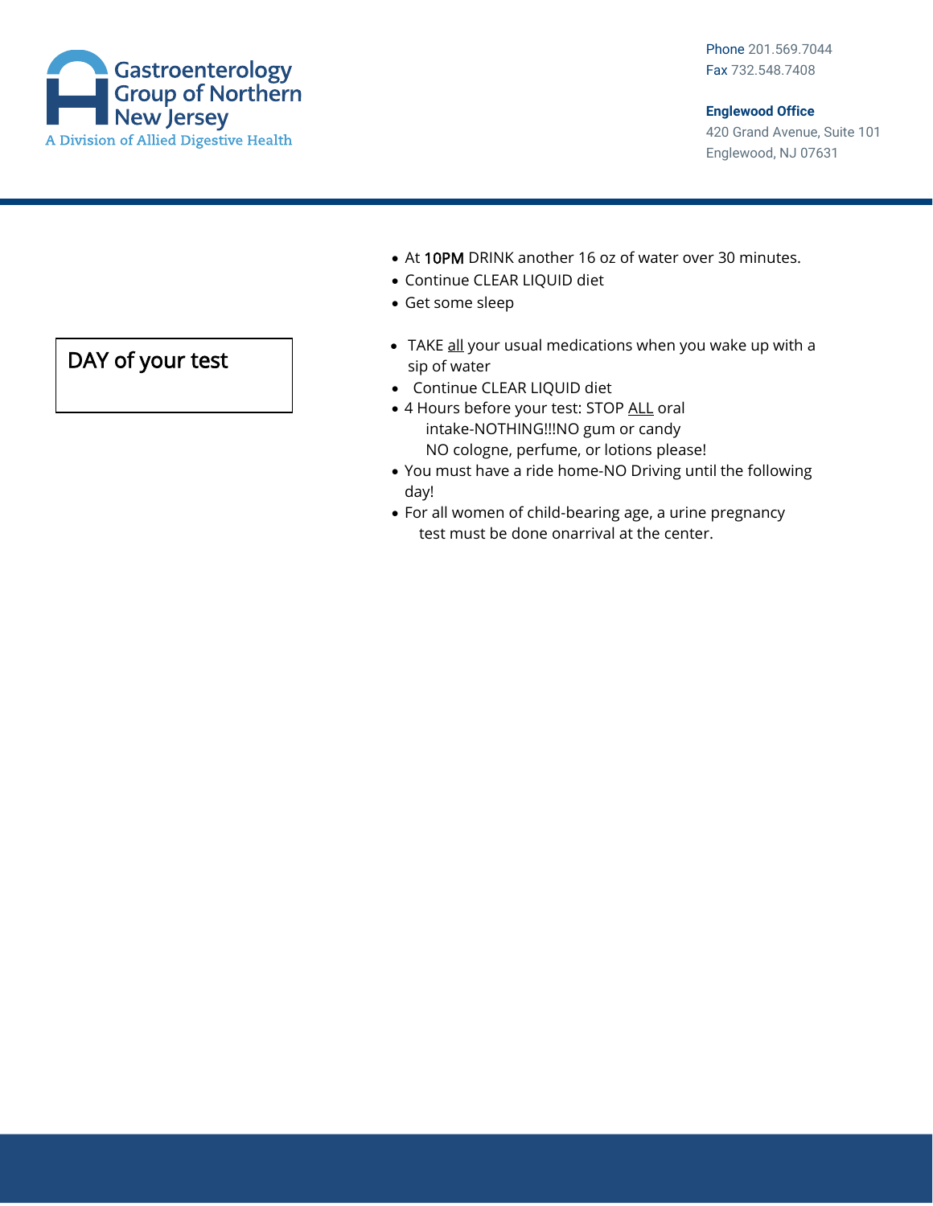Gastroenterology Group of Northern New Jersey
A Division of Allied Digestive Health

Phone 201.569.7044
Fax 732.548.7408

**Englewood Office**
420 Grand Avenue, Suite 101
Englewood, NJ 07631

- At 10PM DRINK another 16 oz of water over 30 minutes.
- Continue CLEAR LIQUID diet
- Get some sleep

## DAY of your test

- TAKE all your usual medications when you wake up with a sip of water
- Continue CLEAR LIQUID diet
- 4 Hours before your test: STOP ALL oral intake-NOTHING!!!NO gum or candy
  NO cologne, perfume, or lotions please!
- You must have a ride home-NO Driving until the following day!
- For all women of child-bearing age, a urine pregnancy test must be done onarrival at the center.